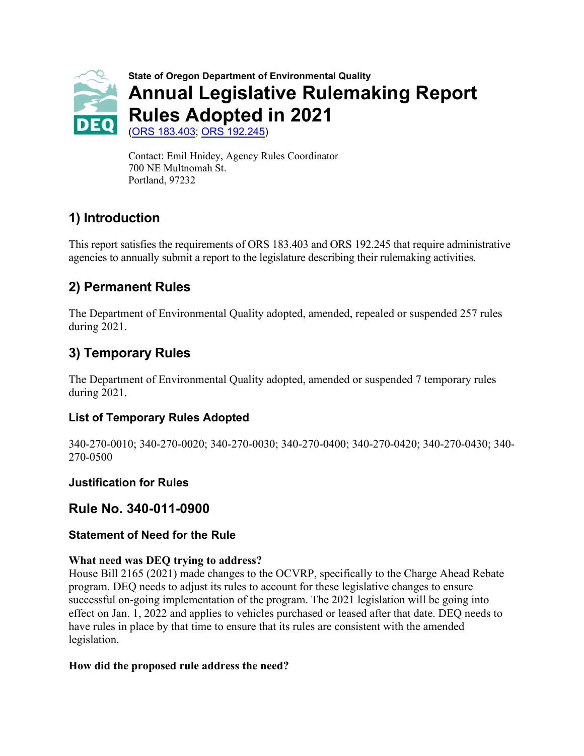State of Oregon Department of Environmental Quality

# Annual Legislative Rulemaking Report Rules Adopted in 2021

(ORS 183.403; ORS 192.245)

Contact: Emil Hnidey, Agency Rules Coordinator
700 NE Multnomah St.
Portland, 97232

## 1) Introduction

This report satisfies the requirements of ORS 183.403 and ORS 192.245 that require administrative agencies to annually submit a report to the legislature describing their rulemaking activities.

## 2) Permanent Rules

The Department of Environmental Quality adopted, amended, repealed or suspended 257 rules during 2021.

## 3) Temporary Rules

The Department of Environmental Quality adopted, amended or suspended 7 temporary rules during 2021.

### List of Temporary Rules Adopted

340-270-0010; 340-270-0020; 340-270-0030; 340-270-0400; 340-270-0420; 340-270-0430; 340-270-0500

### Justification for Rules

## Rule No. 340-011-0900

### Statement of Need for the Rule

**What need was DEQ trying to address?**
House Bill 2165 (2021) made changes to the OCVRP, specifically to the Charge Ahead Rebate program. DEQ needs to adjust its rules to account for these legislative changes to ensure successful on-going implementation of the program. The 2021 legislation will be going into effect on Jan. 1, 2022 and applies to vehicles purchased or leased after that date. DEQ needs to have rules in place by that time to ensure that its rules are consistent with the amended legislation.

**How did the proposed rule address the need?**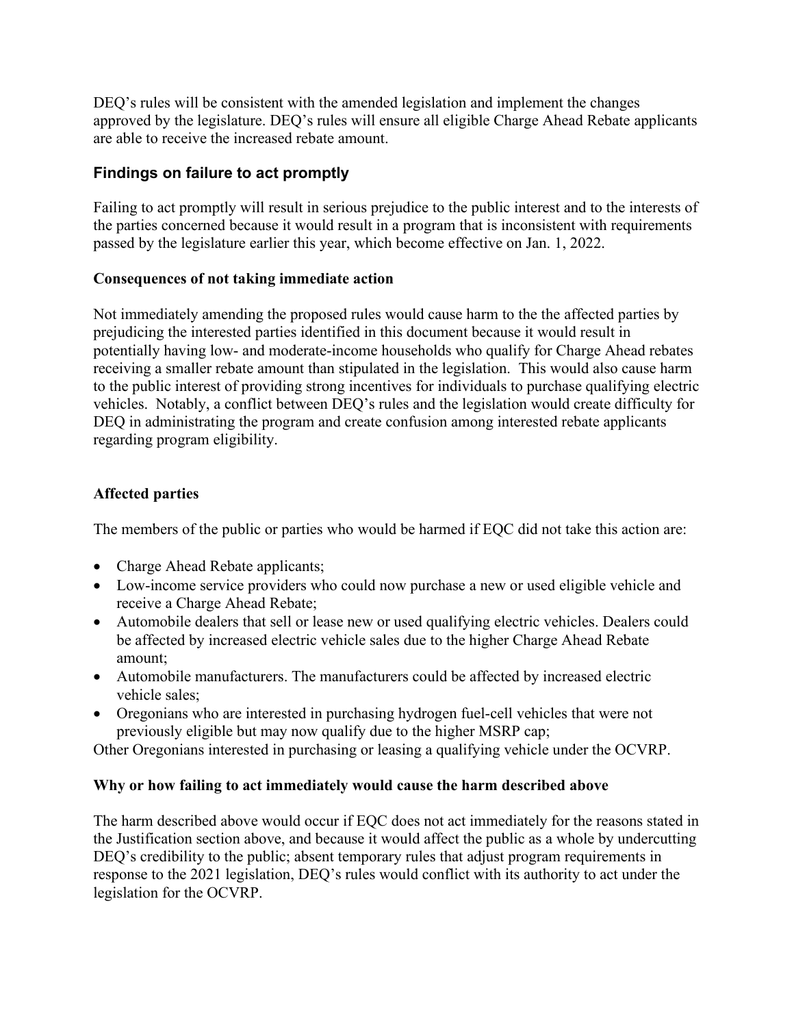DEQ's rules will be consistent with the amended legislation and implement the changes approved by the legislature. DEQ's rules will ensure all eligible Charge Ahead Rebate applicants are able to receive the increased rebate amount.

## Findings on failure to act promptly

Failing to act promptly will result in serious prejudice to the public interest and to the interests of the parties concerned because it would result in a program that is inconsistent with requirements passed by the legislature earlier this year, which become effective on Jan. 1, 2022.

### Consequences of not taking immediate action

Not immediately amending the proposed rules would cause harm to the the affected parties by prejudicing the interested parties identified in this document because it would result in potentially having low- and moderate-income households who qualify for Charge Ahead rebates receiving a smaller rebate amount than stipulated in the legislation. This would also cause harm to the public interest of providing strong incentives for individuals to purchase qualifying electric vehicles. Notably, a conflict between DEQ's rules and the legislation would create difficulty for DEQ in administrating the program and create confusion among interested rebate applicants regarding program eligibility.

### Affected parties

The members of the public or parties who would be harmed if EQC did not take this action are:

- Charge Ahead Rebate applicants;
- Low-income service providers who could now purchase a new or used eligible vehicle and receive a Charge Ahead Rebate;
- Automobile dealers that sell or lease new or used qualifying electric vehicles. Dealers could be affected by increased electric vehicle sales due to the higher Charge Ahead Rebate amount;
- Automobile manufacturers. The manufacturers could be affected by increased electric vehicle sales;
- Oregonians who are interested in purchasing hydrogen fuel-cell vehicles that were not previously eligible but may now qualify due to the higher MSRP cap;

Other Oregonians interested in purchasing or leasing a qualifying vehicle under the OCVRP.

### Why or how failing to act immediately would cause the harm described above

The harm described above would occur if EQC does not act immediately for the reasons stated in the Justification section above, and because it would affect the public as a whole by undercutting DEQ's credibility to the public; absent temporary rules that adjust program requirements in response to the 2021 legislation, DEQ's rules would conflict with its authority to act under the legislation for the OCVRP.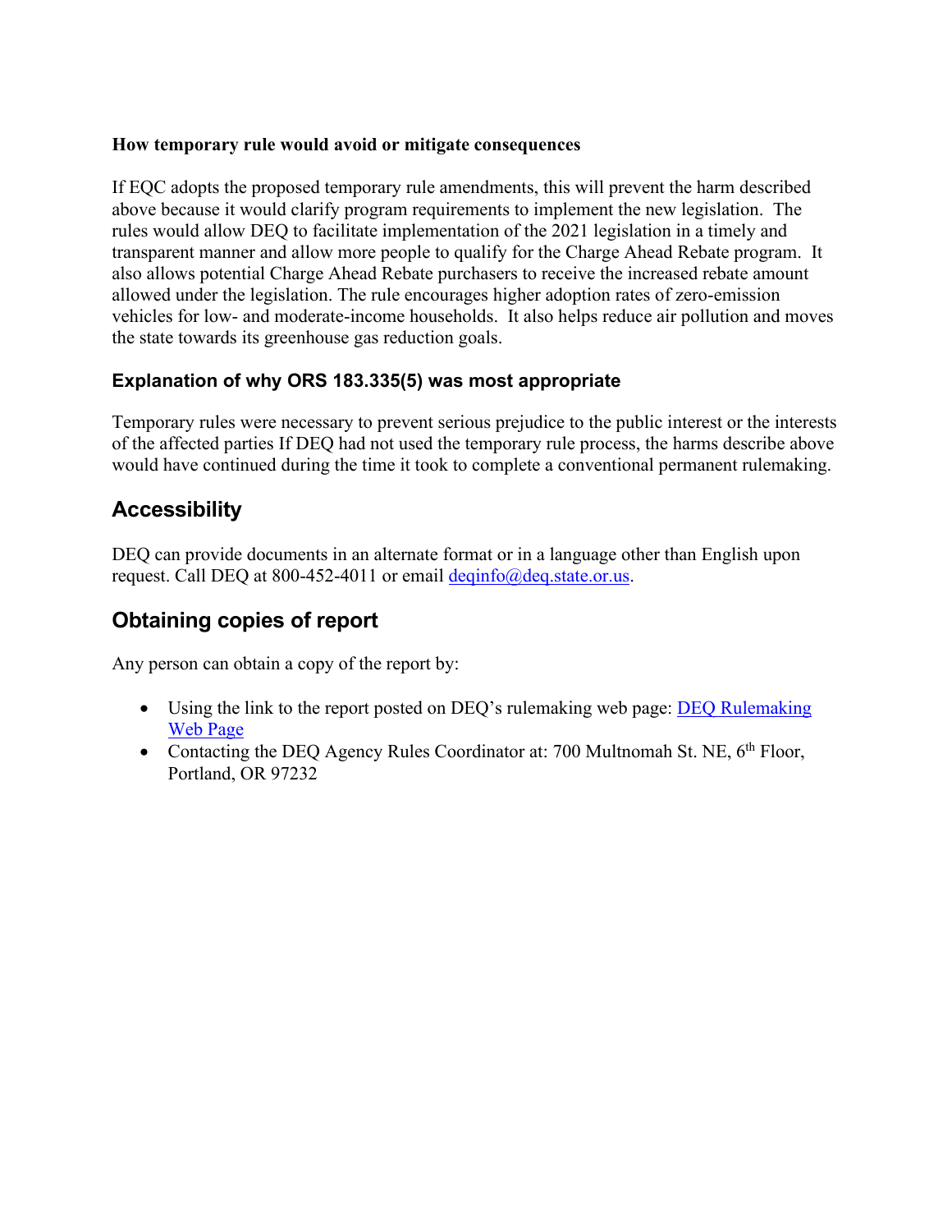**How temporary rule would avoid or mitigate consequences**

If EQC adopts the proposed temporary rule amendments, this will prevent the harm described above because it would clarify program requirements to implement the new legislation. The rules would allow DEQ to facilitate implementation of the 2021 legislation in a timely and transparent manner and allow more people to qualify for the Charge Ahead Rebate program. It also allows potential Charge Ahead Rebate purchasers to receive the increased rebate amount allowed under the legislation. The rule encourages higher adoption rates of zero-emission vehicles for low- and moderate-income households. It also helps reduce air pollution and moves the state towards its greenhouse gas reduction goals.

### Explanation of why ORS 183.335(5) was most appropriate

Temporary rules were necessary to prevent serious prejudice to the public interest or the interests of the affected parties If DEQ had not used the temporary rule process, the harms describe above would have continued during the time it took to complete a conventional permanent rulemaking.

## Accessibility

DEQ can provide documents in an alternate format or in a language other than English upon request. Call DEQ at 800-452-4011 or email deqinfo@deq.state.or.us.

## Obtaining copies of report

Any person can obtain a copy of the report by:

- Using the link to the report posted on DEQ's rulemaking web page: DEQ Rulemaking Web Page
- Contacting the DEQ Agency Rules Coordinator at: 700 Multnomah St. NE, 6th Floor, Portland, OR 97232